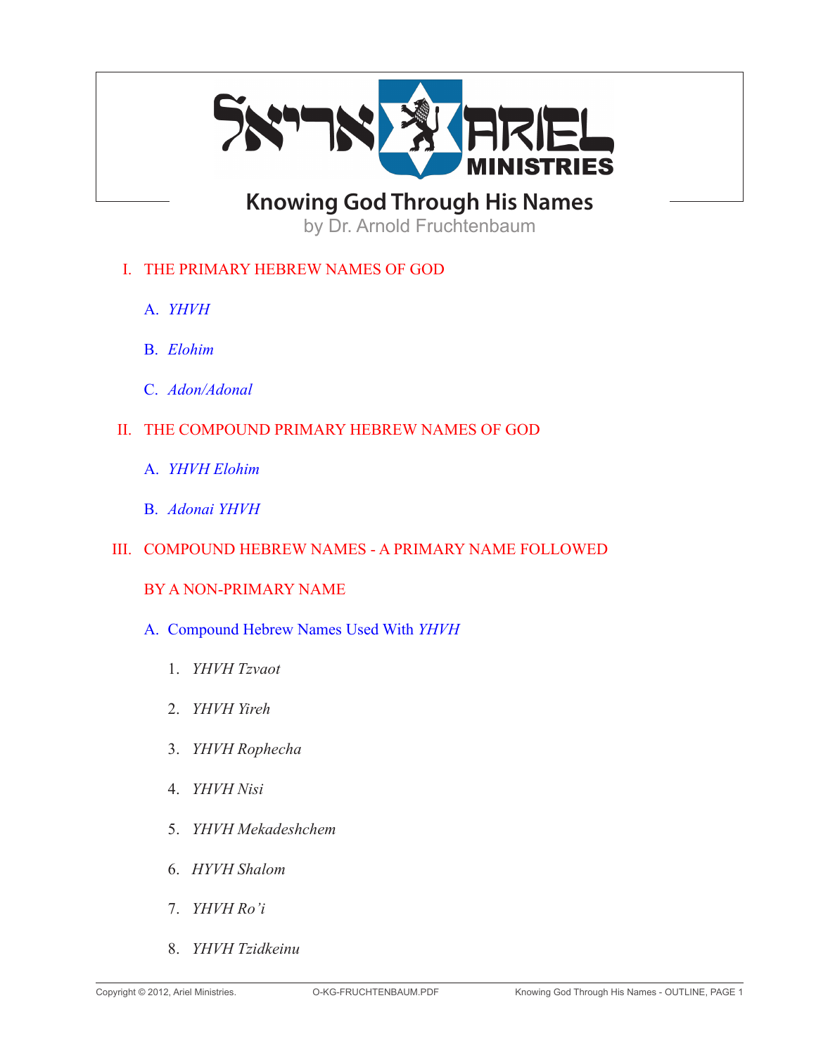# Knowing God Through His Names

by Dr. Arnold Fruchtenbaum

## I. THE PRIMARY HEBREW NAMES OF GOD

### A. *YHVH*

### B. *Elohim*

### C. *Adon/Adonal*

## II. THE COMPOUND PRIMARY HEBREW NAMES OF GOD

### A. *YHVH Elohim*

### B. *Adonai YHVH*

## III. COMPOUND HEBREW NAMES - A PRIMARY NAME FOLLOWED BY A NON-PRIMARY NAME

### A. Compound Hebrew Names Used With *YHVH*

1. *YHVH Tzvaot*
2. *YHVH Yireh*
3. *YHVH Rophecha*
4. *YHVH Nisi*
5. *YHVH Mekadeshchem*
6. *HYVH Shalom*
7. *YHVH Ro'i*
8. *YHVH Tzidkeinu*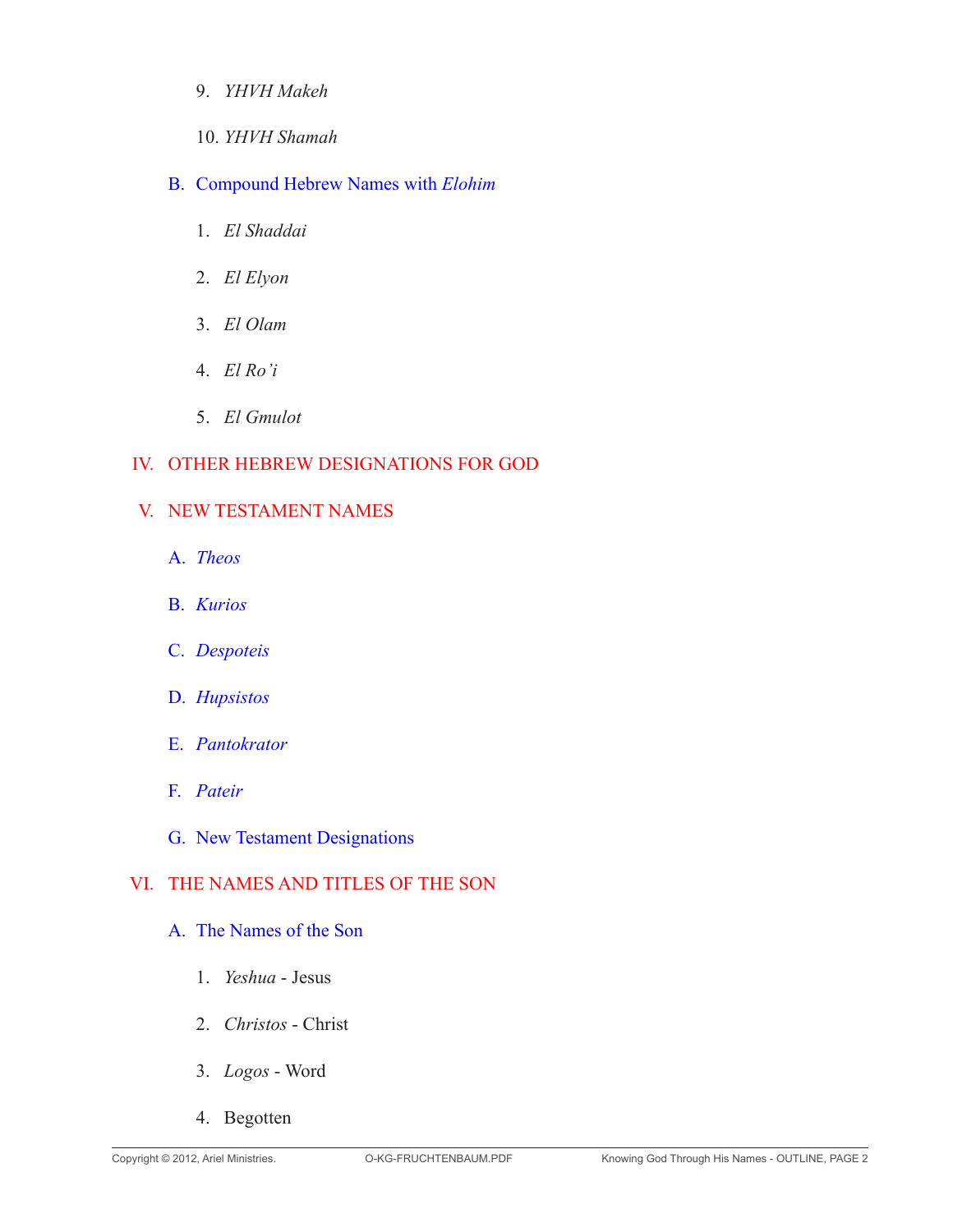9. *YHVH Makeh*

10. *YHVH Shamah*

### B. Compound Hebrew Names with *Elohim*

1. *El Shaddai*

2. *El Elyon*

3. *El Olam*

4. *El Ro'i*

5. *El Gmulot*

## IV. OTHER HEBREW DESIGNATIONS FOR GOD

## V. NEW TESTAMENT NAMES

### A. *Theos*

### B. *Kurios*

### C. *Despoteis*

### D. *Hupsistos*

### E. *Pantokrator*

### F. *Pateir*

### G. New Testament Designations

## VI. THE NAMES AND TITLES OF THE SON

### A. The Names of the Son

1. *Yeshua* - Jesus

2. *Christos* - Christ

3. *Logos* - Word

4. Begotten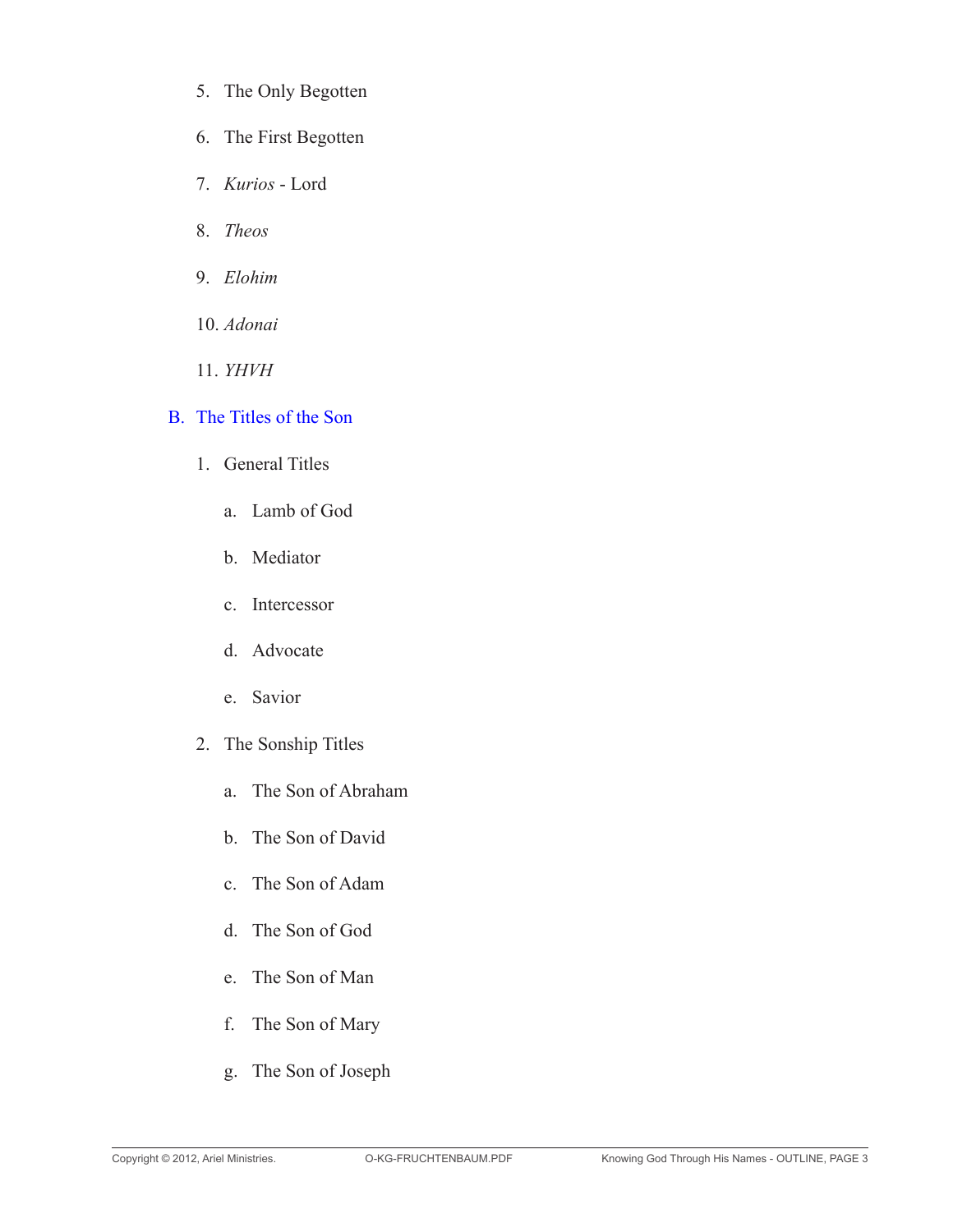5. The Only Begotten
6. The First Begotten
7. *Kurios* - Lord
8. *Theos*
9. *Elohim*
10. *Adonai*
11. *YHVH*

## B. The Titles of the Son

1. General Titles
    a. Lamb of God
    b. Mediator
    c. Intercessor
    d. Advocate
    e. Savior
2. The Sonship Titles
    a. The Son of Abraham
    b. The Son of David
    c. The Son of Adam
    d. The Son of God
    e. The Son of Man
    f. The Son of Mary
    g. The Son of Joseph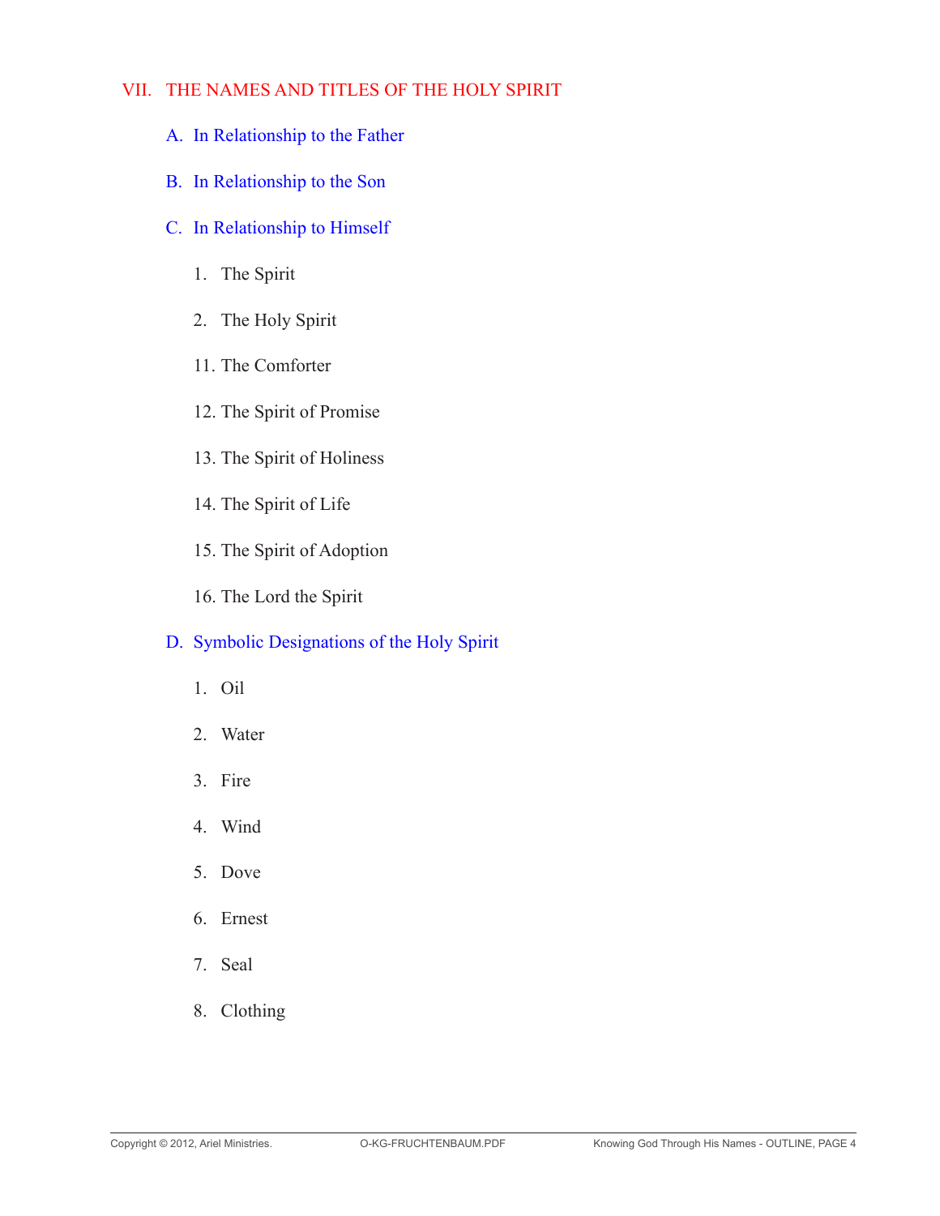## VII. THE NAMES AND TITLES OF THE HOLY SPIRIT

### A. In Relationship to the Father

### B. In Relationship to the Son

### C. In Relationship to Himself

1. The Spirit

2. The Holy Spirit

11. The Comforter

12. The Spirit of Promise

13. The Spirit of Holiness

14. The Spirit of Life

15. The Spirit of Adoption

16. The Lord the Spirit

### D. Symbolic Designations of the Holy Spirit

1. Oil

2. Water

3. Fire

4. Wind

5. Dove

6. Ernest

7. Seal

8. Clothing